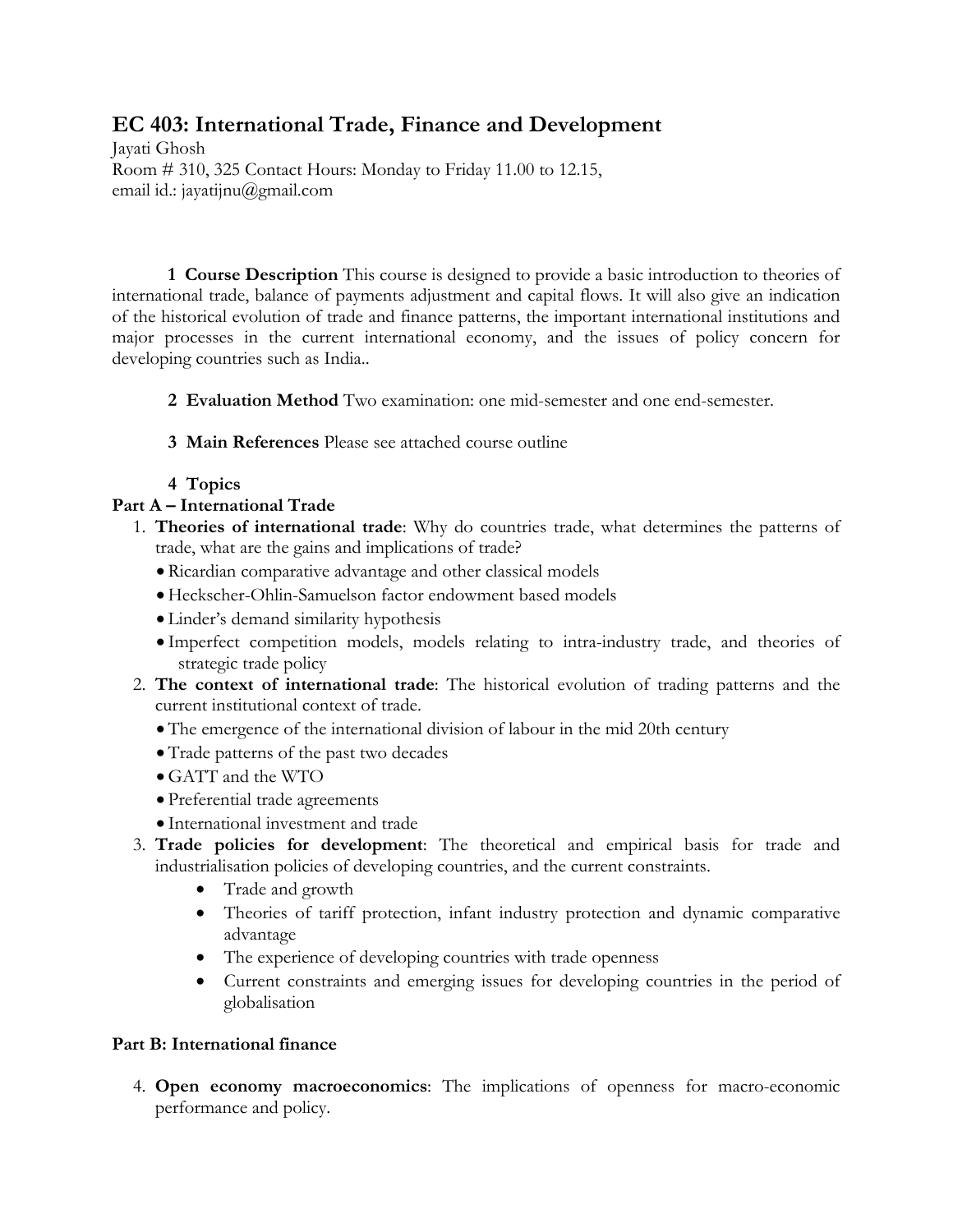# EC 403: International Trade, Finance and Development

Jayati Ghosh
Room # 310, 325 Contact Hours: Monday to Friday 11.00 to 12.15,
email id.: jayatijnu@gmail.com

**1 Course Description** This course is designed to provide a basic introduction to theories of international trade, balance of payments adjustment and capital flows. It will also give an indication of the historical evolution of trade and finance patterns, the important international institutions and major processes in the current international economy, and the issues of policy concern for developing countries such as India..

**2 Evaluation Method** Two examination: one mid-semester and one end-semester.

**3 Main References** Please see attached course outline

**4 Topics**

**Part A – International Trade**

1. **Theories of international trade**: Why do countries trade, what determines the patterns of trade, what are the gains and implications of trade?
   - Ricardian comparative advantage and other classical models
   - Heckscher-Ohlin-Samuelson factor endowment based models
   - Linder's demand similarity hypothesis
   - Imperfect competition models, models relating to intra-industry trade, and theories of strategic trade policy
2. **The context of international trade**: The historical evolution of trading patterns and the current institutional context of trade.
   - The emergence of the international division of labour in the mid 20th century
   - Trade patterns of the past two decades
   - GATT and the WTO
   - Preferential trade agreements
   - International investment and trade
3. **Trade policies for development**: The theoretical and empirical basis for trade and industrialisation policies of developing countries, and the current constraints.
   - Trade and growth
   - Theories of tariff protection, infant industry protection and dynamic comparative advantage
   - The experience of developing countries with trade openness
   - Current constraints and emerging issues for developing countries in the period of globalisation

**Part B: International finance**

4. **Open economy macroeconomics**: The implications of openness for macro-economic performance and policy.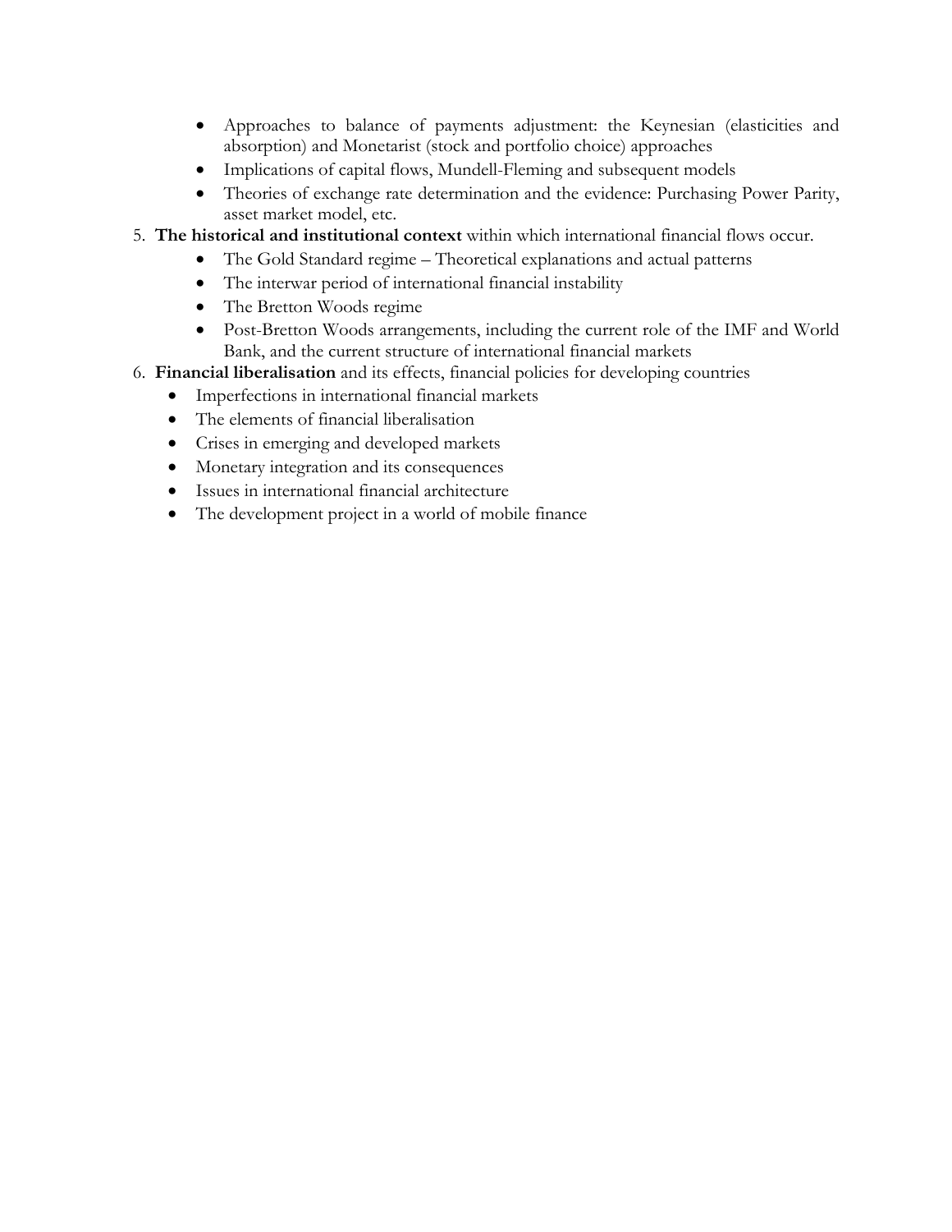- Approaches to balance of payments adjustment: the Keynesian (elasticities and absorption) and Monetarist (stock and portfolio choice) approaches
- Implications of capital flows, Mundell-Fleming and subsequent models
- Theories of exchange rate determination and the evidence: Purchasing Power Parity, asset market model, etc.

5. **The historical and institutional context** within which international financial flows occur.
    - The Gold Standard regime – Theoretical explanations and actual patterns
    - The interwar period of international financial instability
    - The Bretton Woods regime
    - Post-Bretton Woods arrangements, including the current role of the IMF and World Bank, and the current structure of international financial markets
6. **Financial liberalisation** and its effects, financial policies for developing countries
    - Imperfections in international financial markets
    - The elements of financial liberalisation
    - Crises in emerging and developed markets
    - Monetary integration and its consequences
    - Issues in international financial architecture
    - The development project in a world of mobile finance